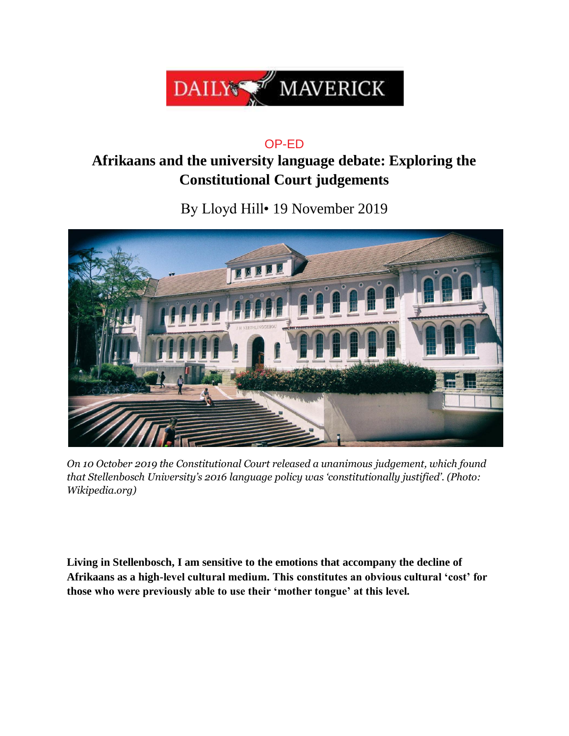DAILY MAVERICK

OP-ED

# Afrikaans and the university language debate: Exploring the Constitutional Court judgements

By Lloyd Hill• 19 November 2019

*On 10 October 2019 the Constitutional Court released a unanimous judgement, which found that Stellenbosch University's 2016 language policy was 'constitutionally justified'. (Photo: Wikipedia.org)*

**Living in Stellenbosch, I am sensitive to the emotions that accompany the decline of Afrikaans as a high-level cultural medium. This constitutes an obvious cultural 'cost' for those who were previously able to use their 'mother tongue' at this level.**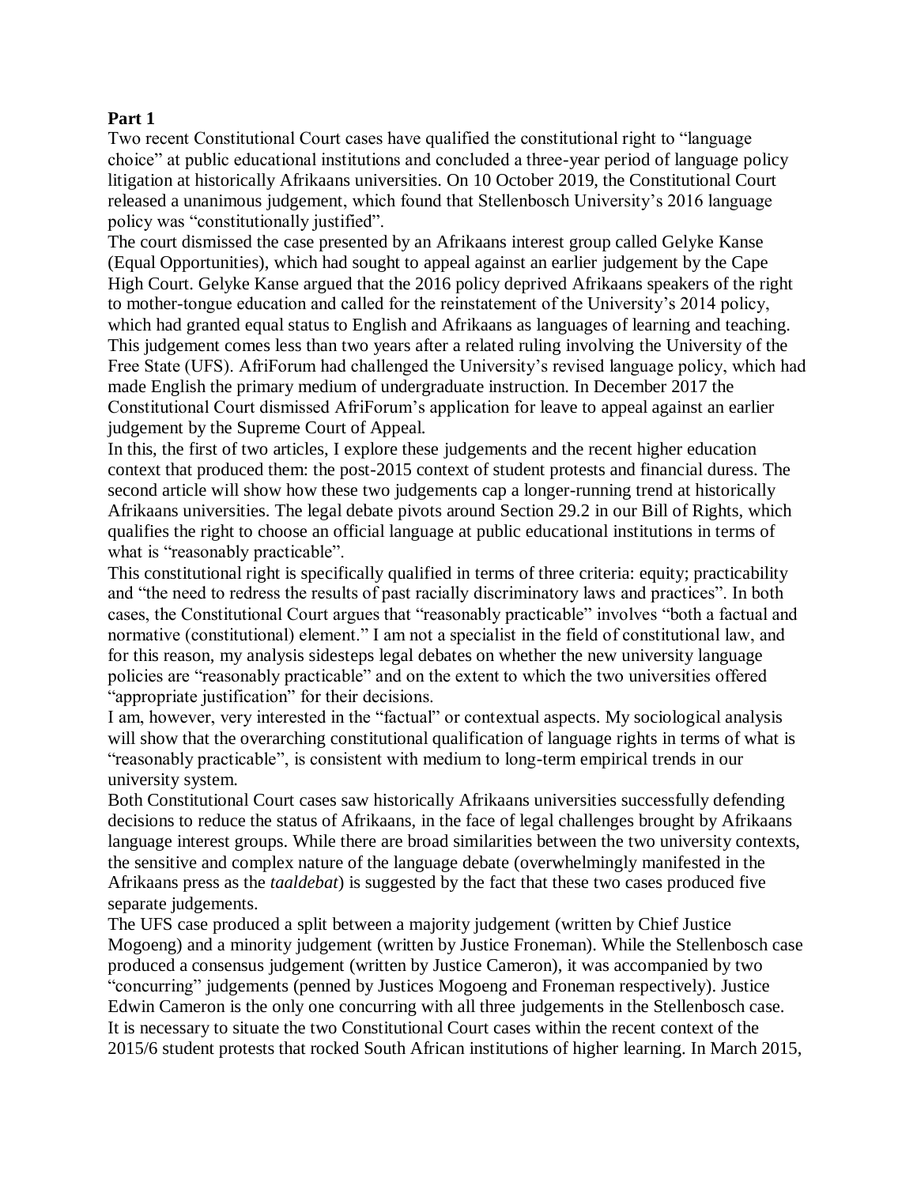**Part 1**

Two recent Constitutional Court cases have qualified the constitutional right to "language choice" at public educational institutions and concluded a three-year period of language policy litigation at historically Afrikaans universities. On 10 October 2019, the Constitutional Court released a unanimous judgement, which found that Stellenbosch University's 2016 language policy was "constitutionally justified".

The court dismissed the case presented by an Afrikaans interest group called Gelyke Kanse (Equal Opportunities), which had sought to appeal against an earlier judgement by the Cape High Court. Gelyke Kanse argued that the 2016 policy deprived Afrikaans speakers of the right to mother-tongue education and called for the reinstatement of the University's 2014 policy, which had granted equal status to English and Afrikaans as languages of learning and teaching.

This judgement comes less than two years after a related ruling involving the University of the Free State (UFS). AfriForum had challenged the University's revised language policy, which had made English the primary medium of undergraduate instruction. In December 2017 the Constitutional Court dismissed AfriForum's application for leave to appeal against an earlier judgement by the Supreme Court of Appeal.

In this, the first of two articles, I explore these judgements and the recent higher education context that produced them: the post-2015 context of student protests and financial duress. The second article will show how these two judgements cap a longer-running trend at historically Afrikaans universities. The legal debate pivots around Section 29.2 in our Bill of Rights, which qualifies the right to choose an official language at public educational institutions in terms of what is "reasonably practicable".

This constitutional right is specifically qualified in terms of three criteria: equity; practicability and "the need to redress the results of past racially discriminatory laws and practices". In both cases, the Constitutional Court argues that "reasonably practicable" involves "both a factual and normative (constitutional) element." I am not a specialist in the field of constitutional law, and for this reason, my analysis sidesteps legal debates on whether the new university language policies are "reasonably practicable" and on the extent to which the two universities offered "appropriate justification" for their decisions.

I am, however, very interested in the "factual" or contextual aspects. My sociological analysis will show that the overarching constitutional qualification of language rights in terms of what is "reasonably practicable", is consistent with medium to long-term empirical trends in our university system.

Both Constitutional Court cases saw historically Afrikaans universities successfully defending decisions to reduce the status of Afrikaans, in the face of legal challenges brought by Afrikaans language interest groups. While there are broad similarities between the two university contexts, the sensitive and complex nature of the language debate (overwhelmingly manifested in the Afrikaans press as the *taaldebat*) is suggested by the fact that these two cases produced five separate judgements.

The UFS case produced a split between a majority judgement (written by Chief Justice Mogoeng) and a minority judgement (written by Justice Froneman). While the Stellenbosch case produced a consensus judgement (written by Justice Cameron), it was accompanied by two "concurring" judgements (penned by Justices Mogoeng and Froneman respectively). Justice Edwin Cameron is the only one concurring with all three judgements in the Stellenbosch case.

It is necessary to situate the two Constitutional Court cases within the recent context of the 2015/6 student protests that rocked South African institutions of higher learning. In March 2015,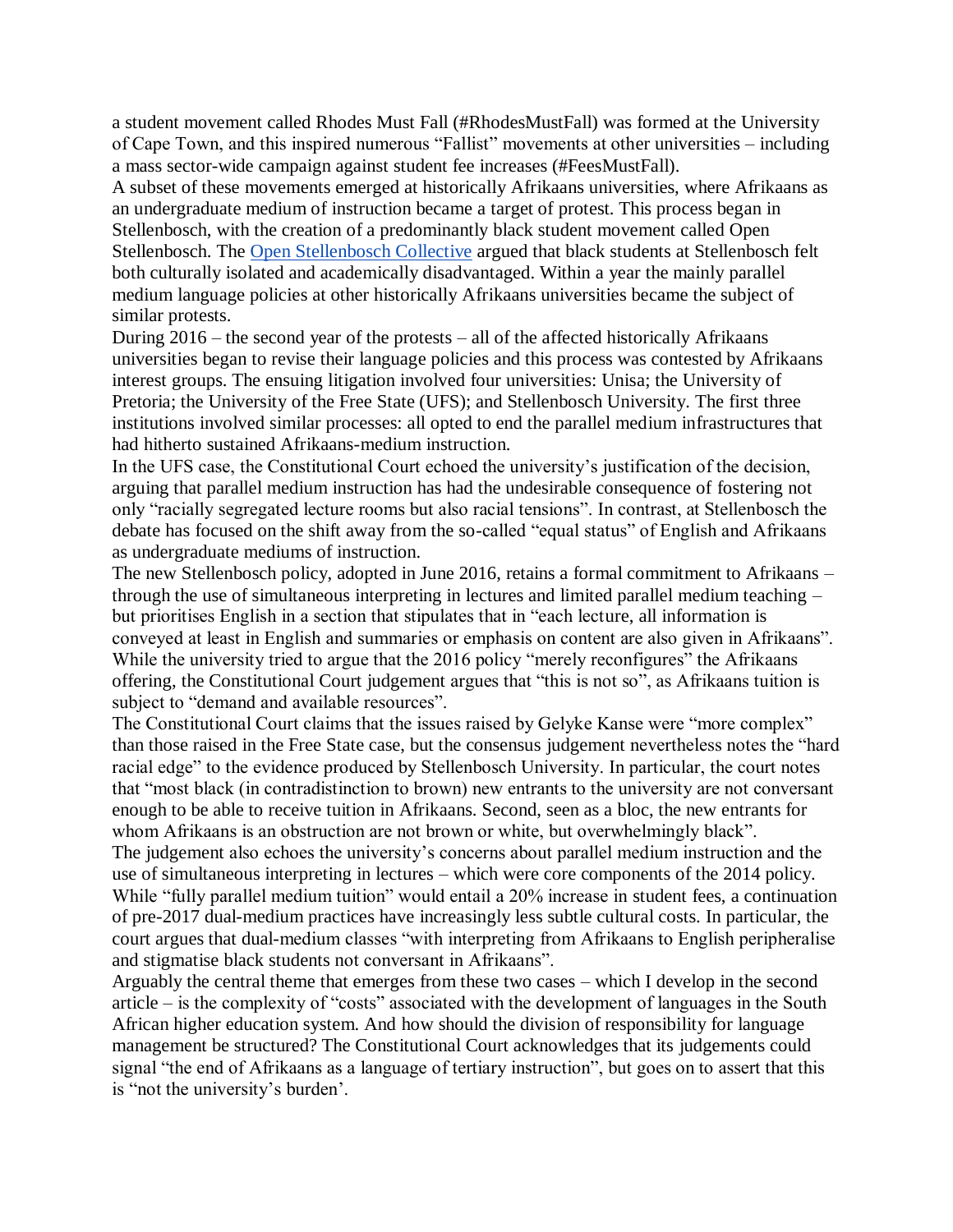a student movement called Rhodes Must Fall (#RhodesMustFall) was formed at the University of Cape Town, and this inspired numerous "Fallist" movements at other universities – including a mass sector-wide campaign against student fee increases (#FeesMustFall).

A subset of these movements emerged at historically Afrikaans universities, where Afrikaans as an undergraduate medium of instruction became a target of protest. This process began in Stellenbosch, with the creation of a predominantly black student movement called Open Stellenbosch. The [Open Stellenbosch Collective] argued that black students at Stellenbosch felt both culturally isolated and academically disadvantaged. Within a year the mainly parallel medium language policies at other historically Afrikaans universities became the subject of similar protests.

During 2016 – the second year of the protests – all of the affected historically Afrikaans universities began to revise their language policies and this process was contested by Afrikaans interest groups. The ensuing litigation involved four universities: Unisa; the University of Pretoria; the University of the Free State (UFS); and Stellenbosch University. The first three institutions involved similar processes: all opted to end the parallel medium infrastructures that had hitherto sustained Afrikaans-medium instruction.

In the UFS case, the Constitutional Court echoed the university's justification of the decision, arguing that parallel medium instruction has had the undesirable consequence of fostering not only "racially segregated lecture rooms but also racial tensions". In contrast, at Stellenbosch the debate has focused on the shift away from the so-called "equal status" of English and Afrikaans as undergraduate mediums of instruction.

The new Stellenbosch policy, adopted in June 2016, retains a formal commitment to Afrikaans – through the use of simultaneous interpreting in lectures and limited parallel medium teaching – but prioritises English in a section that stipulates that in "each lecture, all information is conveyed at least in English and summaries or emphasis on content are also given in Afrikaans". While the university tried to argue that the 2016 policy "merely reconfigures" the Afrikaans offering, the Constitutional Court judgement argues that "this is not so", as Afrikaans tuition is subject to "demand and available resources".

The Constitutional Court claims that the issues raised by Gelyke Kanse were "more complex" than those raised in the Free State case, but the consensus judgement nevertheless notes the "hard racial edge" to the evidence produced by Stellenbosch University. In particular, the court notes that "most black (in contradistinction to brown) new entrants to the university are not conversant enough to be able to receive tuition in Afrikaans. Second, seen as a bloc, the new entrants for whom Afrikaans is an obstruction are not brown or white, but overwhelmingly black".

The judgement also echoes the university's concerns about parallel medium instruction and the use of simultaneous interpreting in lectures – which were core components of the 2014 policy. While "fully parallel medium tuition" would entail a 20% increase in student fees, a continuation of pre-2017 dual-medium practices have increasingly less subtle cultural costs. In particular, the court argues that dual-medium classes "with interpreting from Afrikaans to English peripheralise and stigmatise black students not conversant in Afrikaans".

Arguably the central theme that emerges from these two cases – which I develop in the second article – is the complexity of "costs" associated with the development of languages in the South African higher education system. And how should the division of responsibility for language management be structured? The Constitutional Court acknowledges that its judgements could signal "the end of Afrikaans as a language of tertiary instruction", but goes on to assert that this is "not the university's burden'.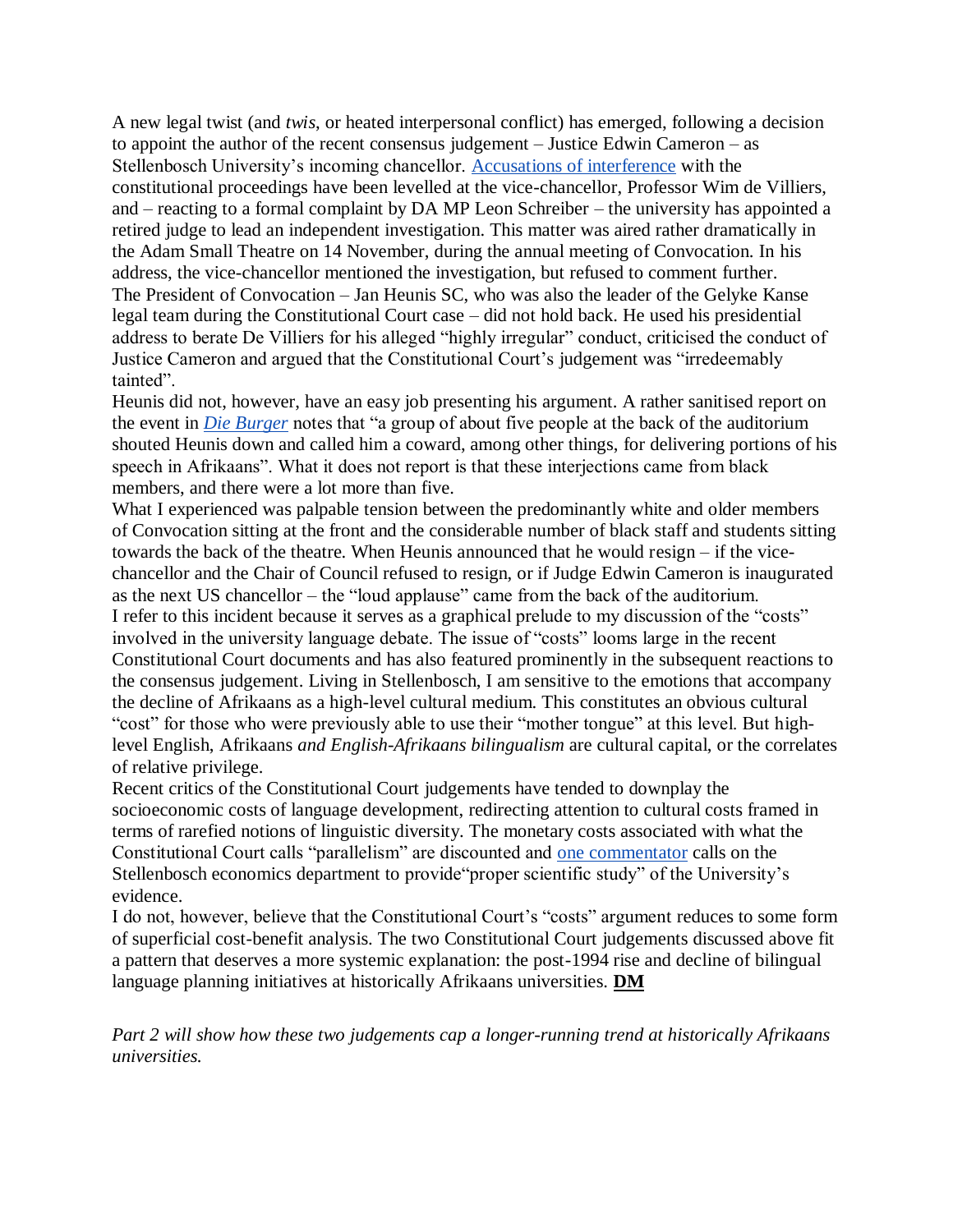A new legal twist (and *twis*, or heated interpersonal conflict) has emerged, following a decision to appoint the author of the recent consensus judgement – Justice Edwin Cameron – as Stellenbosch University's incoming chancellor. [Accusations of interference] with the constitutional proceedings have been levelled at the vice-chancellor, Professor Wim de Villiers, and – reacting to a formal complaint by DA MP Leon Schreiber – the university has appointed a retired judge to lead an independent investigation. This matter was aired rather dramatically in the Adam Small Theatre on 14 November, during the annual meeting of Convocation. In his address, the vice-chancellor mentioned the investigation, but refused to comment further.

The President of Convocation – Jan Heunis SC, who was also the leader of the Gelyke Kanse legal team during the Constitutional Court case – did not hold back. He used his presidential address to berate De Villiers for his alleged "highly irregular" conduct, criticised the conduct of Justice Cameron and argued that the Constitutional Court's judgement was "irredeemably tainted".

Heunis did not, however, have an easy job presenting his argument. A rather sanitised report on the event in ***[Die Burger]*** notes that "a group of about five people at the back of the auditorium shouted Heunis down and called him a coward, among other things, for delivering portions of his speech in Afrikaans". What it does not report is that these interjections came from black members, and there were a lot more than five.

What I experienced was palpable tension between the predominantly white and older members of Convocation sitting at the front and the considerable number of black staff and students sitting towards the back of the theatre. When Heunis announced that he would resign – if the vice-chancellor and the Chair of Council refused to resign, or if Judge Edwin Cameron is inaugurated as the next US chancellor – the "loud applause" came from the back of the auditorium.

I refer to this incident because it serves as a graphical prelude to my discussion of the "costs" involved in the university language debate. The issue of "costs" looms large in the recent Constitutional Court documents and has also featured prominently in the subsequent reactions to the consensus judgement. Living in Stellenbosch, I am sensitive to the emotions that accompany the decline of Afrikaans as a high-level cultural medium. This constitutes an obvious cultural "cost" for those who were previously able to use their "mother tongue" at this level. But high-level English, Afrikaans *and English-Afrikaans bilingualism* are cultural capital, or the correlates of relative privilege.

Recent critics of the Constitutional Court judgements have tended to downplay the socioeconomic costs of language development, redirecting attention to cultural costs framed in terms of rarefied notions of linguistic diversity. The monetary costs associated with what the Constitutional Court calls "parallelism" are discounted and [one commentator] calls on the Stellenbosch economics department to provide"proper scientific study" of the University's evidence.

I do not, however, believe that the Constitutional Court's "costs" argument reduces to some form of superficial cost-benefit analysis. The two Constitutional Court judgements discussed above fit a pattern that deserves a more systemic explanation: the post-1994 rise and decline of bilingual language planning initiatives at historically Afrikaans universities. **DM**

*Part 2 will show how these two judgements cap a longer-running trend at historically Afrikaans universities.*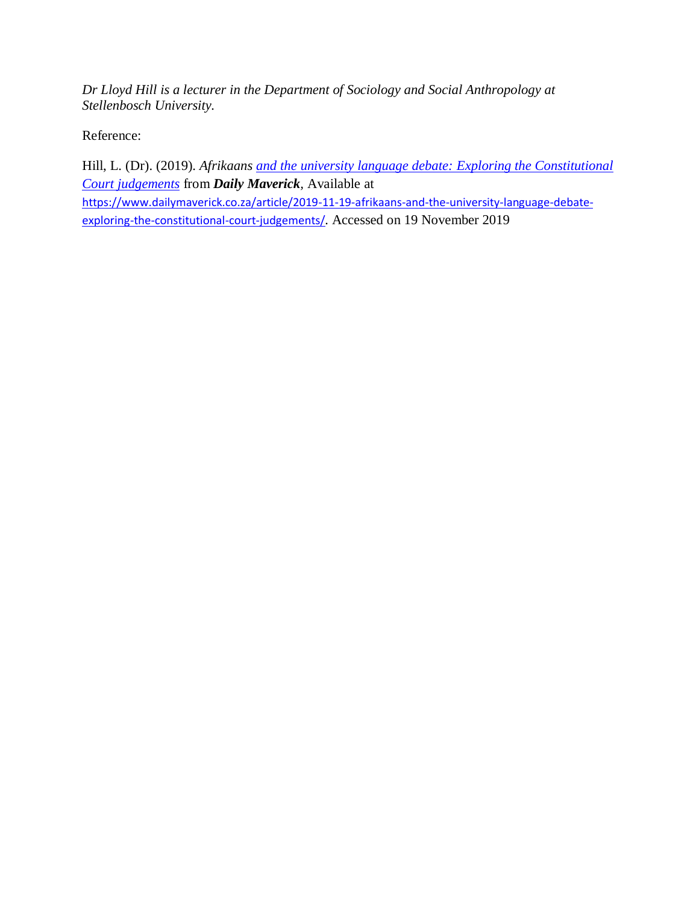*Dr Lloyd Hill is a lecturer in the Department of Sociology and Social Anthropology at Stellenbosch University.*

Reference:

Hill, L. (Dr). (2019). *Afrikaans [and the university language debate: Exploring the Constitutional Court judgements](https://www.dailymaverick.co.za/article/2019-11-19-afrikaans-and-the-university-language-debate-exploring-the-constitutional-court-judgements/)* from ***Daily Maverick***, Available at https://www.dailymaverick.co.za/article/2019-11-19-afrikaans-and-the-university-language-debate-exploring-the-constitutional-court-judgements/. Accessed on 19 November 2019